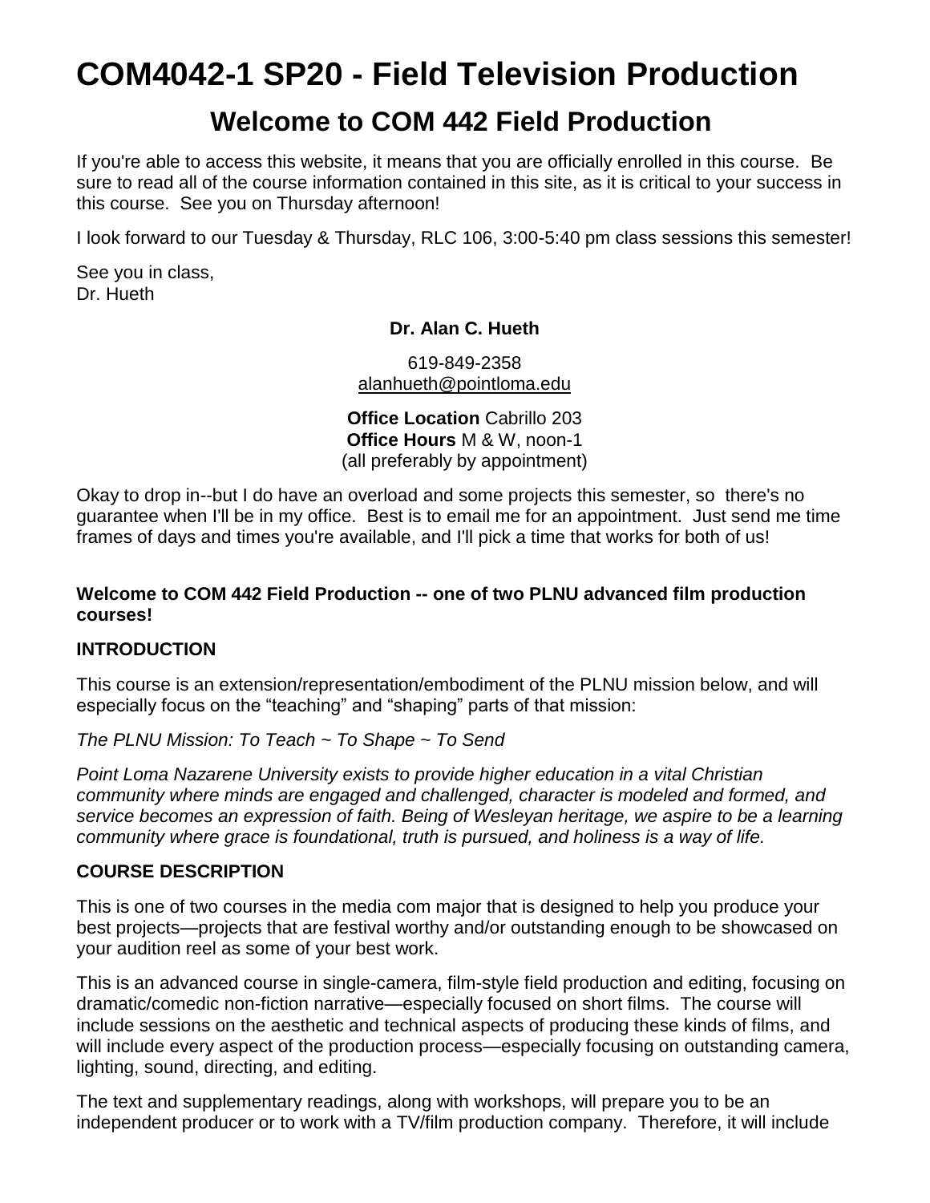# COM4042-1 SP20 - Field Television Production

## Welcome to COM 442 Field Production

If you're able to access this website, it means that you are officially enrolled in this course. Be sure to read all of the course information contained in this site, as it is critical to your success in this course. See you on Thursday afternoon!

I look forward to our Tuesday & Thursday, RLC 106, 3:00-5:40 pm class sessions this semester!

See you in class,
Dr. Hueth

**Dr. Alan C. Hueth**

619-849-2358
alanhueth@pointloma.edu

**Office Location** Cabrillo 203
**Office Hours** M & W, noon-1
(all preferably by appointment)

Okay to drop in--but I do have an overload and some projects this semester, so there's no guarantee when I'll be in my office. Best is to email me for an appointment. Just send me time frames of days and times you're available, and I'll pick a time that works for both of us!

**Welcome to COM 442 Field Production -- one of two PLNU advanced film production courses!**

**INTRODUCTION**

This course is an extension/representation/embodiment of the PLNU mission below, and will especially focus on the "teaching" and "shaping" parts of that mission:

*The PLNU Mission: To Teach ~ To Shape ~ To Send*

*Point Loma Nazarene University exists to provide higher education in a vital Christian community where minds are engaged and challenged, character is modeled and formed, and service becomes an expression of faith. Being of Wesleyan heritage, we aspire to be a learning community where grace is foundational, truth is pursued, and holiness is a way of life.*

**COURSE DESCRIPTION**

This is one of two courses in the media com major that is designed to help you produce your best projects—projects that are festival worthy and/or outstanding enough to be showcased on your audition reel as some of your best work.

This is an advanced course in single-camera, film-style field production and editing, focusing on dramatic/comedic non-fiction narrative—especially focused on short films. The course will include sessions on the aesthetic and technical aspects of producing these kinds of films, and will include every aspect of the production process—especially focusing on outstanding camera, lighting, sound, directing, and editing.

The text and supplementary readings, along with workshops, will prepare you to be an independent producer or to work with a TV/film production company. Therefore, it will include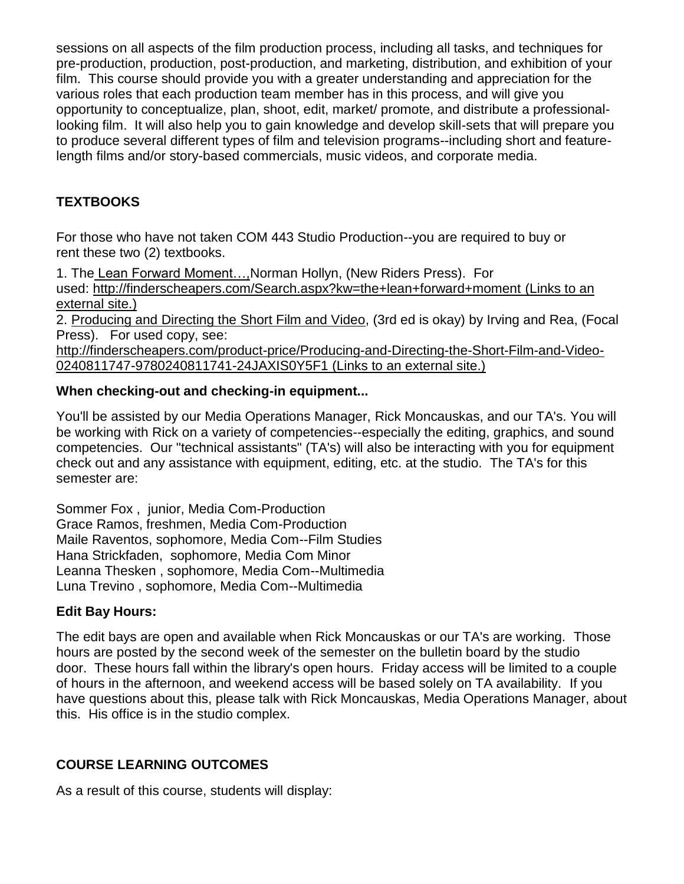sessions on all aspects of the film production process, including all tasks, and techniques for pre-production, production, post-production, and marketing, distribution, and exhibition of your film. This course should provide you with a greater understanding and appreciation for the various roles that each production team member has in this process, and will give you opportunity to conceptualize, plan, shoot, edit, market/ promote, and distribute a professional-looking film. It will also help you to gain knowledge and develop skill-sets that will prepare you to produce several different types of film and television programs--including short and feature-length films and/or story-based commercials, music videos, and corporate media.

## TEXTBOOKS

For those who have not taken COM 443 Studio Production--you are required to buy or rent these two (2) textbooks.

1. The Lean Forward Moment…, Norman Hollyn, (New Riders Press). For used: http://finderscheapers.com/Search.aspx?kw=the+lean+forward+moment (Links to an external site.)
2. Producing and Directing the Short Film and Video, (3rd ed is okay) by Irving and Rea, (Focal Press). For used copy, see: http://finderscheapers.com/product-price/Producing-and-Directing-the-Short-Film-and-Video-0240811747-9780240811741-24JAXIS0Y5F1 (Links to an external site.)

**When checking-out and checking-in equipment...**

You'll be assisted by our Media Operations Manager, Rick Moncauskas, and our TA's. You will be working with Rick on a variety of competencies--especially the editing, graphics, and sound competencies. Our "technical assistants" (TA's) will also be interacting with you for equipment check out and any assistance with equipment, editing, etc. at the studio. The TA's for this semester are:

Sommer Fox , junior, Media Com-Production
Grace Ramos, freshmen, Media Com-Production
Maile Raventos, sophomore, Media Com--Film Studies
Hana Strickfaden, sophomore, Media Com Minor
Leanna Thesken , sophomore, Media Com--Multimedia
Luna Trevino , sophomore, Media Com--Multimedia

**Edit Bay Hours:**

The edit bays are open and available when Rick Moncauskas or our TA's are working. Those hours are posted by the second week of the semester on the bulletin board by the studio door. These hours fall within the library's open hours. Friday access will be limited to a couple of hours in the afternoon, and weekend access will be based solely on TA availability. If you have questions about this, please talk with Rick Moncauskas, Media Operations Manager, about this. His office is in the studio complex.

## COURSE LEARNING OUTCOMES

As a result of this course, students will display: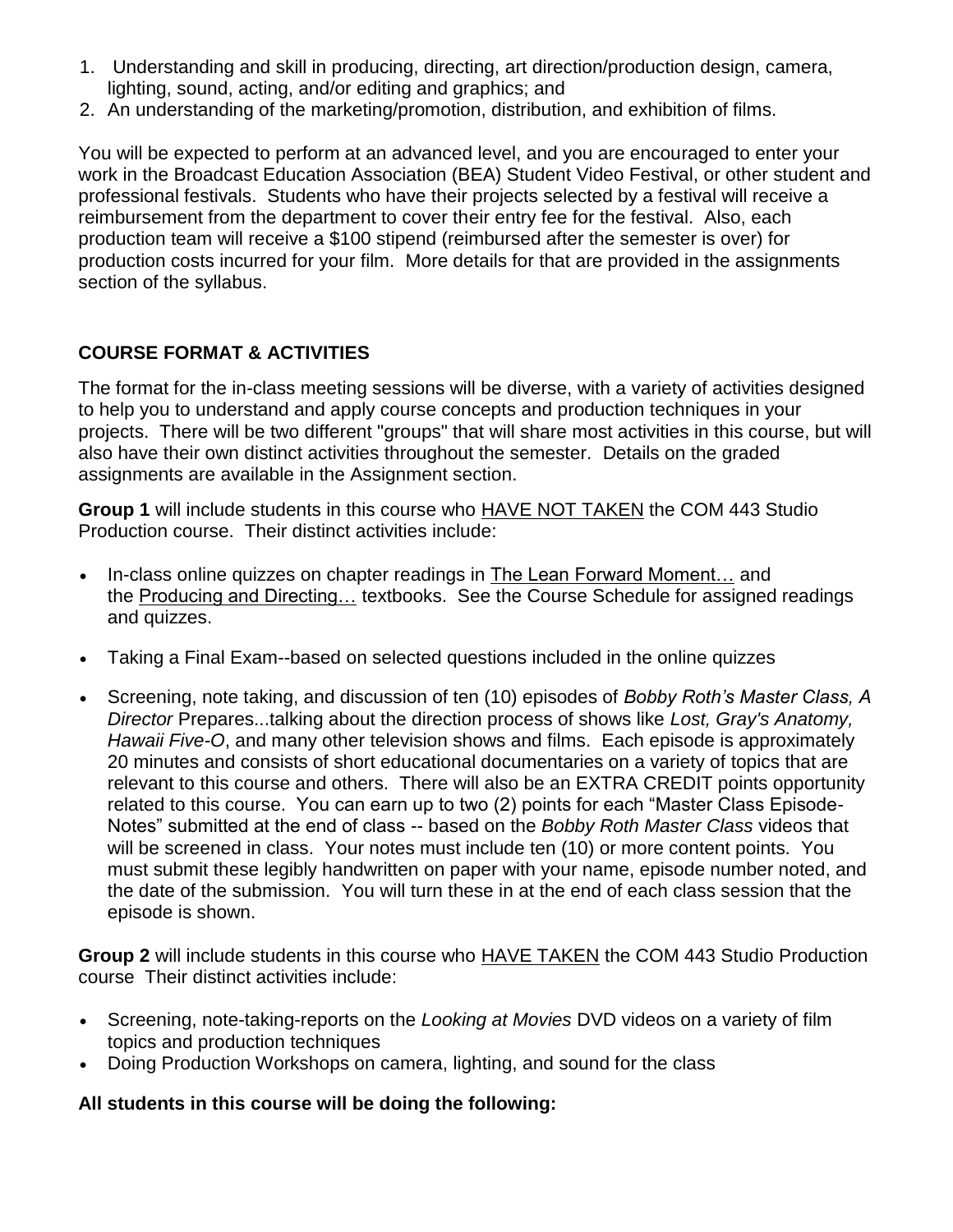1. Understanding and skill in producing, directing, art direction/production design, camera, lighting, sound, acting, and/or editing and graphics; and
2. An understanding of the marketing/promotion, distribution, and exhibition of films.

You will be expected to perform at an advanced level, and you are encouraged to enter your work in the Broadcast Education Association (BEA) Student Video Festival, or other student and professional festivals. Students who have their projects selected by a festival will receive a reimbursement from the department to cover their entry fee for the festival. Also, each production team will receive a $100 stipend (reimbursed after the semester is over) for production costs incurred for your film. More details for that are provided in the assignments section of the syllabus.

## COURSE FORMAT & ACTIVITIES

The format for the in-class meeting sessions will be diverse, with a variety of activities designed to help you to understand and apply course concepts and production techniques in your projects. There will be two different "groups" that will share most activities in this course, but will also have their own distinct activities throughout the semester. Details on the graded assignments are available in the Assignment section.

**Group 1** will include students in this course who HAVE NOT TAKEN the COM 443 Studio Production course. Their distinct activities include:

- In-class online quizzes on chapter readings in The Lean Forward Moment… and the Producing and Directing… textbooks. See the Course Schedule for assigned readings and quizzes.
- Taking a Final Exam--based on selected questions included in the online quizzes
- Screening, note taking, and discussion of ten (10) episodes of *Bobby Roth's Master Class, A Director* Prepares...talking about the direction process of shows like *Lost, Gray's Anatomy, Hawaii Five-O*, and many other television shows and films. Each episode is approximately 20 minutes and consists of short educational documentaries on a variety of topics that are relevant to this course and others. There will also be an EXTRA CREDIT points opportunity related to this course. You can earn up to two (2) points for each "Master Class Episode-Notes" submitted at the end of class -- based on the *Bobby Roth Master Class* videos that will be screened in class. Your notes must include ten (10) or more content points. You must submit these legibly handwritten on paper with your name, episode number noted, and the date of the submission. You will turn these in at the end of each class session that the episode is shown.

**Group 2** will include students in this course who HAVE TAKEN the COM 443 Studio Production course Their distinct activities include:

- Screening, note-taking-reports on the *Looking at Movies* DVD videos on a variety of film topics and production techniques
- Doing Production Workshops on camera, lighting, and sound for the class

**All students in this course will be doing the following:**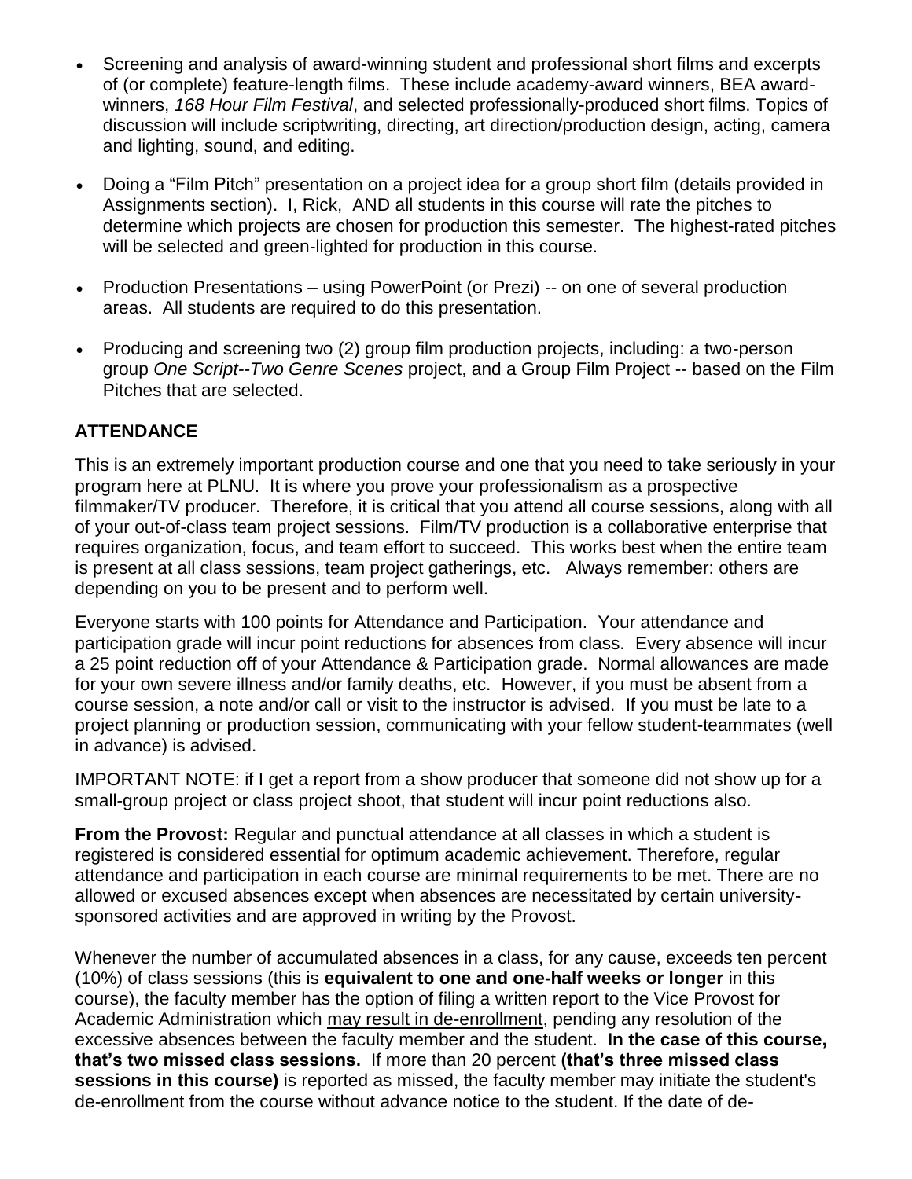- Screening and analysis of award-winning student and professional short films and excerpts of (or complete) feature-length films. These include academy-award winners, BEA award-winners, *168 Hour Film Festival*, and selected professionally-produced short films. Topics of discussion will include scriptwriting, directing, art direction/production design, acting, camera and lighting, sound, and editing.
- Doing a "Film Pitch" presentation on a project idea for a group short film (details provided in Assignments section). I, Rick, AND all students in this course will rate the pitches to determine which projects are chosen for production this semester. The highest-rated pitches will be selected and green-lighted for production in this course.
- Production Presentations – using PowerPoint (or Prezi) -- on one of several production areas. All students are required to do this presentation.
- Producing and screening two (2) group film production projects, including: a two-person group *One Script--Two Genre Scenes* project, and a Group Film Project -- based on the Film Pitches that are selected.

## ATTENDANCE

This is an extremely important production course and one that you need to take seriously in your program here at PLNU. It is where you prove your professionalism as a prospective filmmaker/TV producer. Therefore, it is critical that you attend all course sessions, along with all of your out-of-class team project sessions. Film/TV production is a collaborative enterprise that requires organization, focus, and team effort to succeed. This works best when the entire team is present at all class sessions, team project gatherings, etc. Always remember: others are depending on you to be present and to perform well.

Everyone starts with 100 points for Attendance and Participation. Your attendance and participation grade will incur point reductions for absences from class. Every absence will incur a 25 point reduction off of your Attendance & Participation grade. Normal allowances are made for your own severe illness and/or family deaths, etc. However, if you must be absent from a course session, a note and/or call or visit to the instructor is advised. If you must be late to a project planning or production session, communicating with your fellow student-teammates (well in advance) is advised.

IMPORTANT NOTE: if I get a report from a show producer that someone did not show up for a small-group project or class project shoot, that student will incur point reductions also.

**From the Provost:** Regular and punctual attendance at all classes in which a student is registered is considered essential for optimum academic achievement. Therefore, regular attendance and participation in each course are minimal requirements to be met. There are no allowed or excused absences except when absences are necessitated by certain university-sponsored activities and are approved in writing by the Provost.

Whenever the number of accumulated absences in a class, for any cause, exceeds ten percent (10%) of class sessions (this is **equivalent to one and one-half weeks or longer** in this course), the faculty member has the option of filing a written report to the Vice Provost for Academic Administration which <u>may result in de-enrollment</u>, pending any resolution of the excessive absences between the faculty member and the student. **In the case of this course, that's two missed class sessions.** If more than 20 percent **(that's three missed class sessions in this course)** is reported as missed, the faculty member may initiate the student's de-enrollment from the course without advance notice to the student. If the date of de-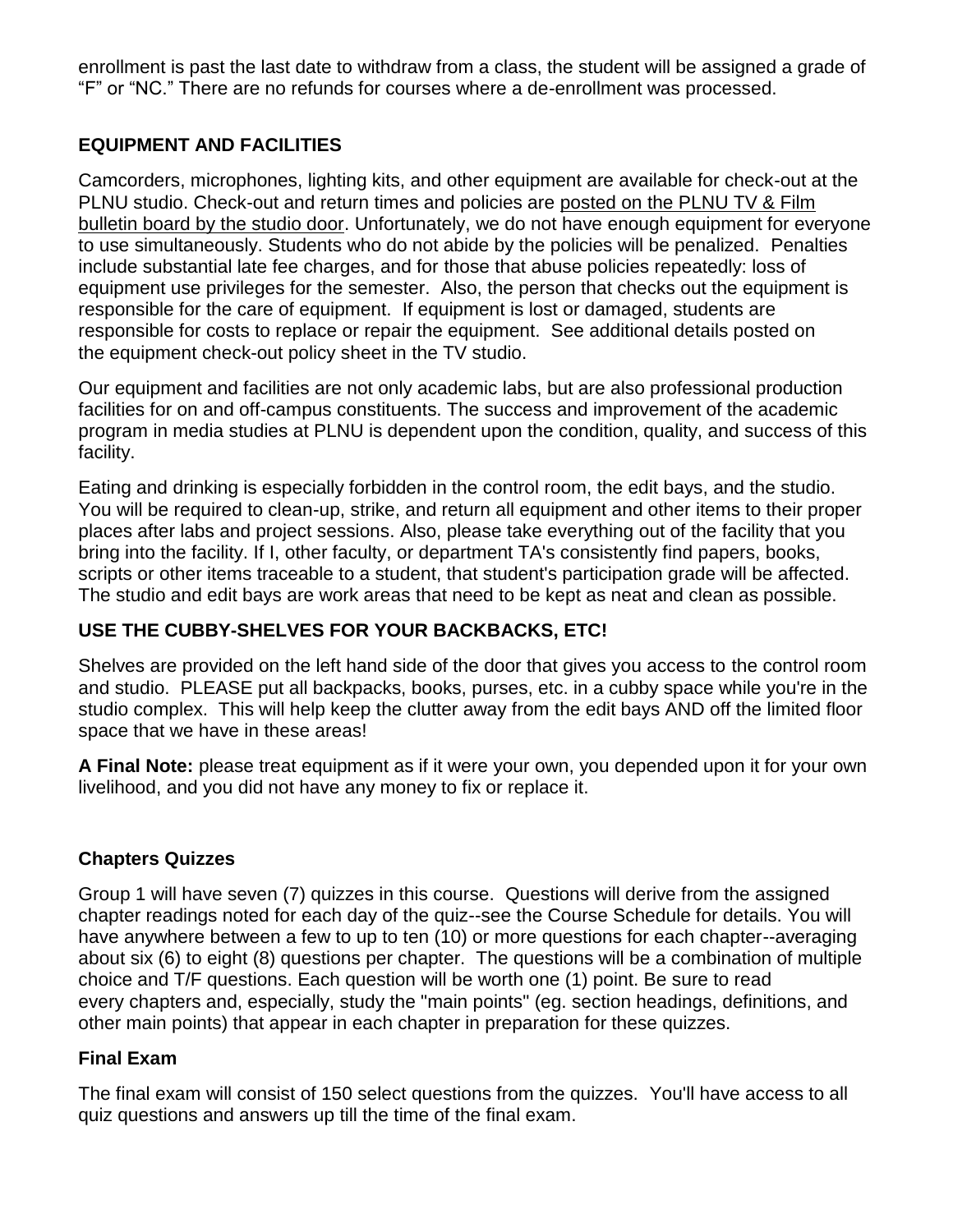enrollment is past the last date to withdraw from a class, the student will be assigned a grade of "F" or "NC." There are no refunds for courses where a de-enrollment was processed.

## EQUIPMENT AND FACILITIES

Camcorders, microphones, lighting kits, and other equipment are available for check-out at the PLNU studio. Check-out and return times and policies are posted on the PLNU TV & Film bulletin board by the studio door. Unfortunately, we do not have enough equipment for everyone to use simultaneously. Students who do not abide by the policies will be penalized. Penalties include substantial late fee charges, and for those that abuse policies repeatedly: loss of equipment use privileges for the semester. Also, the person that checks out the equipment is responsible for the care of equipment. If equipment is lost or damaged, students are responsible for costs to replace or repair the equipment. See additional details posted on the equipment check-out policy sheet in the TV studio.

Our equipment and facilities are not only academic labs, but are also professional production facilities for on and off-campus constituents. The success and improvement of the academic program in media studies at PLNU is dependent upon the condition, quality, and success of this facility.

Eating and drinking is especially forbidden in the control room, the edit bays, and the studio. You will be required to clean-up, strike, and return all equipment and other items to their proper places after labs and project sessions. Also, please take everything out of the facility that you bring into the facility. If I, other faculty, or department TA's consistently find papers, books, scripts or other items traceable to a student, that student's participation grade will be affected. The studio and edit bays are work areas that need to be kept as neat and clean as possible.

## USE THE CUBBY-SHELVES FOR YOUR BACKBACKS, ETC!

Shelves are provided on the left hand side of the door that gives you access to the control room and studio. PLEASE put all backpacks, books, purses, etc. in a cubby space while you're in the studio complex. This will help keep the clutter away from the edit bays AND off the limited floor space that we have in these areas!

**A Final Note:** please treat equipment as if it were your own, you depended upon it for your own livelihood, and you did not have any money to fix or replace it.

## Chapters Quizzes

Group 1 will have seven (7) quizzes in this course. Questions will derive from the assigned chapter readings noted for each day of the quiz--see the Course Schedule for details. You will have anywhere between a few to up to ten (10) or more questions for each chapter--averaging about six (6) to eight (8) questions per chapter. The questions will be a combination of multiple choice and T/F questions. Each question will be worth one (1) point. Be sure to read every chapters and, especially, study the "main points" (eg. section headings, definitions, and other main points) that appear in each chapter in preparation for these quizzes.

## Final Exam

The final exam will consist of 150 select questions from the quizzes. You'll have access to all quiz questions and answers up till the time of the final exam.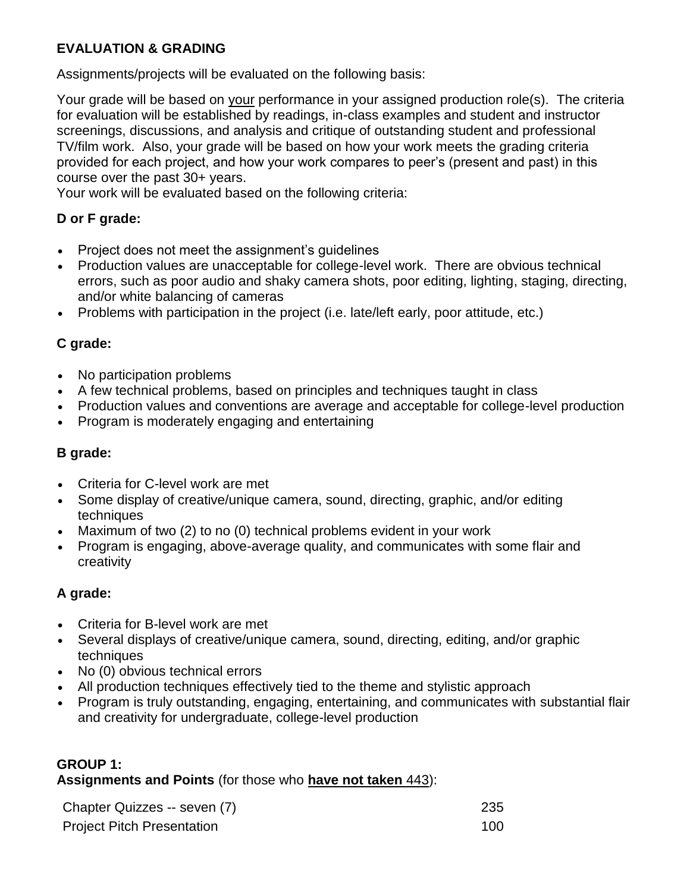**EVALUATION & GRADING**

Assignments/projects will be evaluated on the following basis:

Your grade will be based on your performance in your assigned production role(s). The criteria for evaluation will be established by readings, in-class examples and student and instructor screenings, discussions, and analysis and critique of outstanding student and professional TV/film work. Also, your grade will be based on how your work meets the grading criteria provided for each project, and how your work compares to peer's (present and past) in this course over the past 30+ years.

Your work will be evaluated based on the following criteria:

**D or F grade:**

- Project does not meet the assignment's guidelines
- Production values are unacceptable for college-level work. There are obvious technical errors, such as poor audio and shaky camera shots, poor editing, lighting, staging, directing, and/or white balancing of cameras
- Problems with participation in the project (i.e. late/left early, poor attitude, etc.)

**C grade:**

- No participation problems
- A few technical problems, based on principles and techniques taught in class
- Production values and conventions are average and acceptable for college-level production
- Program is moderately engaging and entertaining

**B grade:**

- Criteria for C-level work are met
- Some display of creative/unique camera, sound, directing, graphic, and/or editing techniques
- Maximum of two (2) to no (0) technical problems evident in your work
- Program is engaging, above-average quality, and communicates with some flair and creativity

**A grade:**

- Criteria for B-level work are met
- Several displays of creative/unique camera, sound, directing, editing, and/or graphic techniques
- No (0) obvious technical errors
- All production techniques effectively tied to the theme and stylistic approach
- Program is truly outstanding, engaging, entertaining, and communicates with substantial flair and creativity for undergraduate, college-level production

**GROUP 1:**
**Assignments and Points** (for those who **have not taken** 443):

| | |
|---|---|
| Chapter Quizzes -- seven (7) | 235 |
| Project Pitch Presentation | 100 |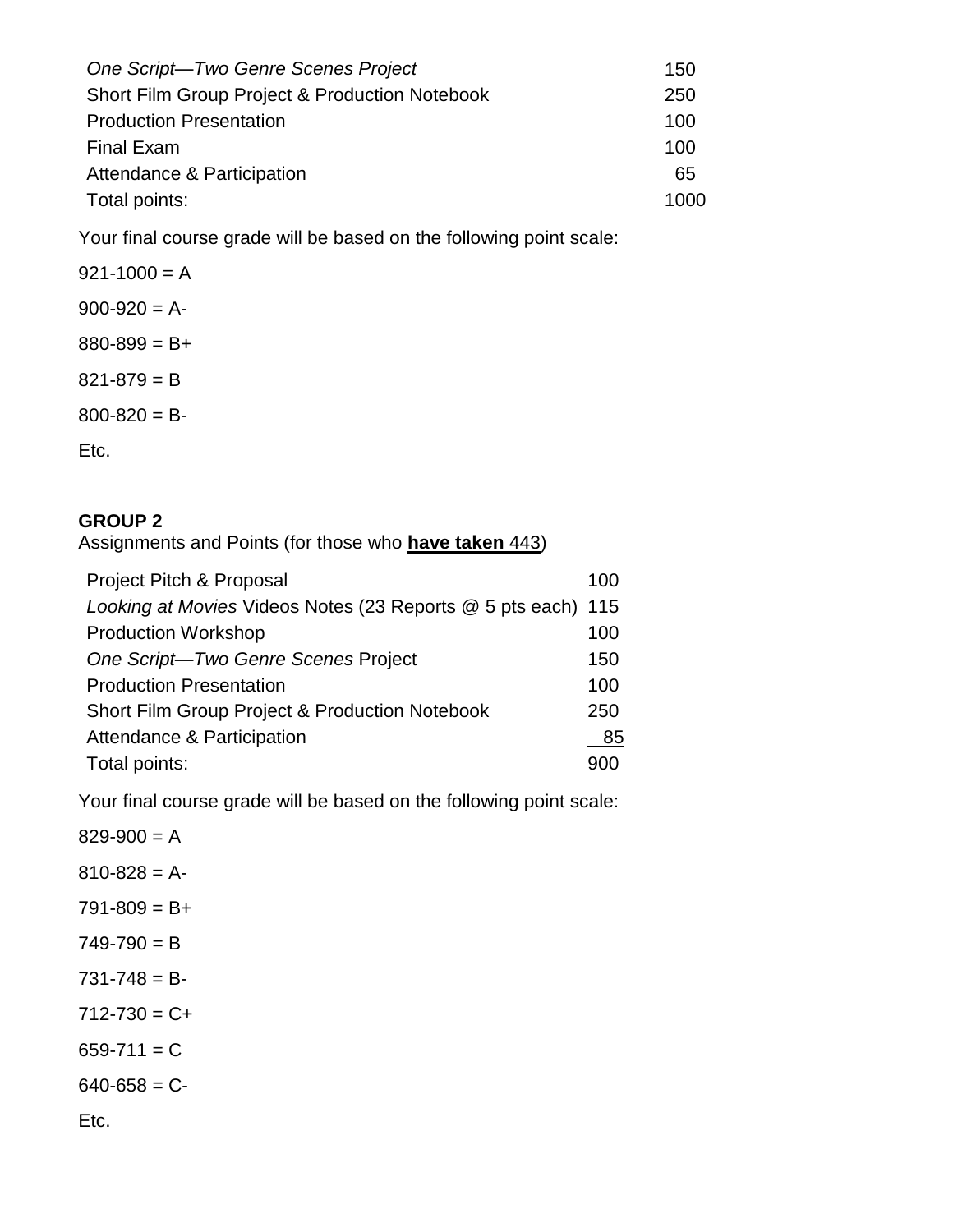| | |
|---|---|
| *One Script—Two Genre Scenes Project* | 150 |
| Short Film Group Project & Production Notebook | 250 |
| Production Presentation | 100 |
| Final Exam | 100 |
| Attendance & Participation | 65 |
| Total points: | 1000 |

Your final course grade will be based on the following point scale:

921-1000 = A

900-920 = A-

880-899 = B+

821-879 = B

800-820 = B-

Etc.

**GROUP 2**
Assignments and Points (for those who **<u>have taken</u>** <u>443</u>)

| | |
|---|---|
| Project Pitch & Proposal | 100 |
| *Looking at Movies* Videos Notes (23 Reports @ 5 pts each) | 115 |
| Production Workshop | 100 |
| *One Script—Two Genre Scenes* Project | 150 |
| Production Presentation | 100 |
| Short Film Group Project & Production Notebook | 250 |
| Attendance & Participation | 85 |
| Total points: | 900 |

Your final course grade will be based on the following point scale:

829-900 = A

810-828 = A-

791-809 = B+

749-790 = B

731-748 = B-

712-730 = C+

659-711 = C

640-658 = C-

Etc.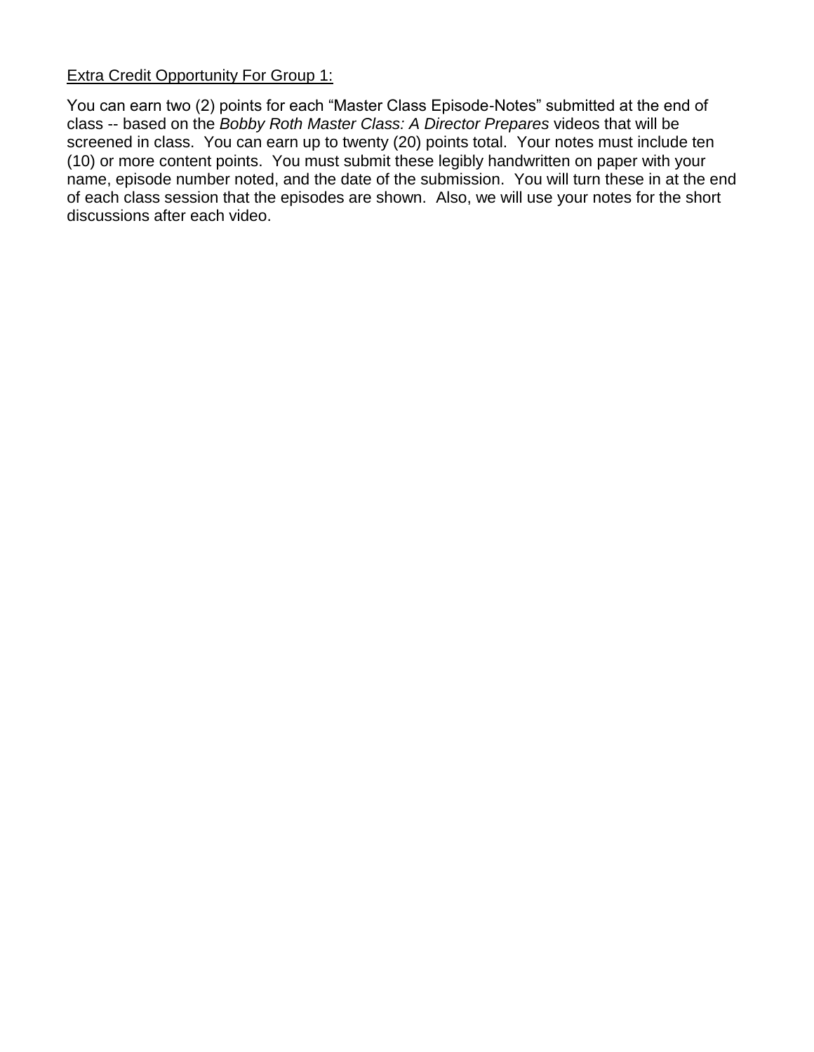<u>Extra Credit Opportunity For Group 1:</u>

You can earn two (2) points for each "Master Class Episode-Notes" submitted at the end of class -- based on the *Bobby Roth Master Class: A Director Prepares* videos that will be screened in class. You can earn up to twenty (20) points total. Your notes must include ten (10) or more content points. You must submit these legibly handwritten on paper with your name, episode number noted, and the date of the submission. You will turn these in at the end of each class session that the episodes are shown. Also, we will use your notes for the short discussions after each video.